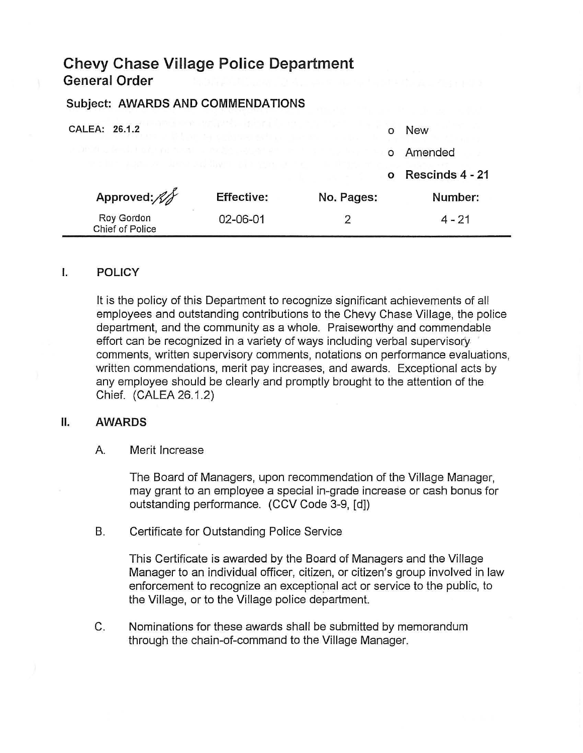# Chevy Chase Village Police Department

## General Order

**Subject: AWARDS AND COMMENDATIONS**

**CALEA: 26.1.2**

- o New
- o Amended
- **o Rescinds 4 - 21**

| Approved: | Effective: | No. Pages: | Number: |
|---|---|---|---|
| Roy Gordon<br>Chief of Police | 02-06-01 | 2 | 4 - 21 |

### I. POLICY

It is the policy of this Department to recognize significant achievements of all employees and outstanding contributions to the Chevy Chase Village, the police department, and the community as a whole. Praiseworthy and commendable effort can be recognized in a variety of ways including verbal supervisory comments, written supervisory comments, notations on performance evaluations, written commendations, merit pay increases, and awards. Exceptional acts by any employee should be clearly and promptly brought to the attention of the Chief. (CALEA 26.1.2)

### II. AWARDS

A. Merit Increase

The Board of Managers, upon recommendation of the Village Manager, may grant to an employee a special in-grade increase or cash bonus for outstanding performance. (CCV Code 3-9, [d])

B. Certificate for Outstanding Police Service

This Certificate is awarded by the Board of Managers and the Village Manager to an individual officer, citizen, or citizen's group involved in law enforcement to recognize an exceptional act or service to the public, to the Village, or to the Village police department.

C. Nominations for these awards shall be submitted by memorandum through the chain-of-command to the Village Manager.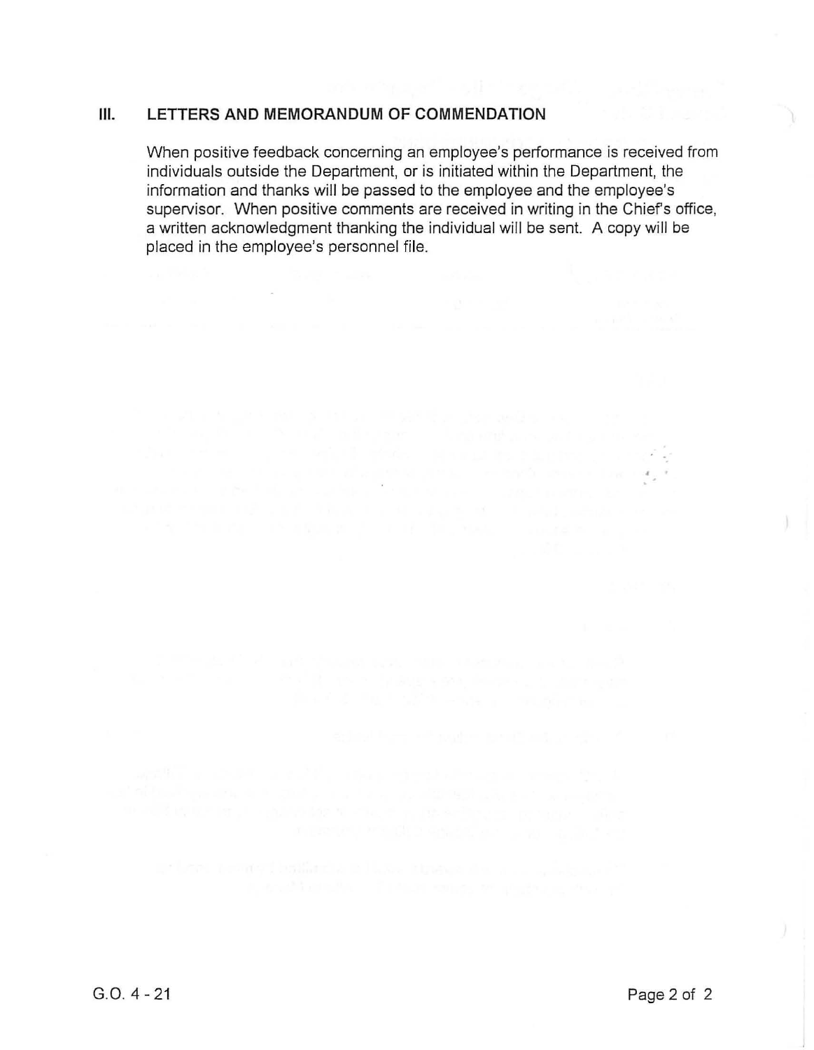## III. LETTERS AND MEMORANDUM OF COMMENDATION

When positive feedback concerning an employee's performance is received from individuals outside the Department, or is initiated within the Department, the information and thanks will be passed to the employee and the employee's supervisor. When positive comments are received in writing in the Chief's office, a written acknowledgment thanking the individual will be sent. A copy will be placed in the employee's personnel file.